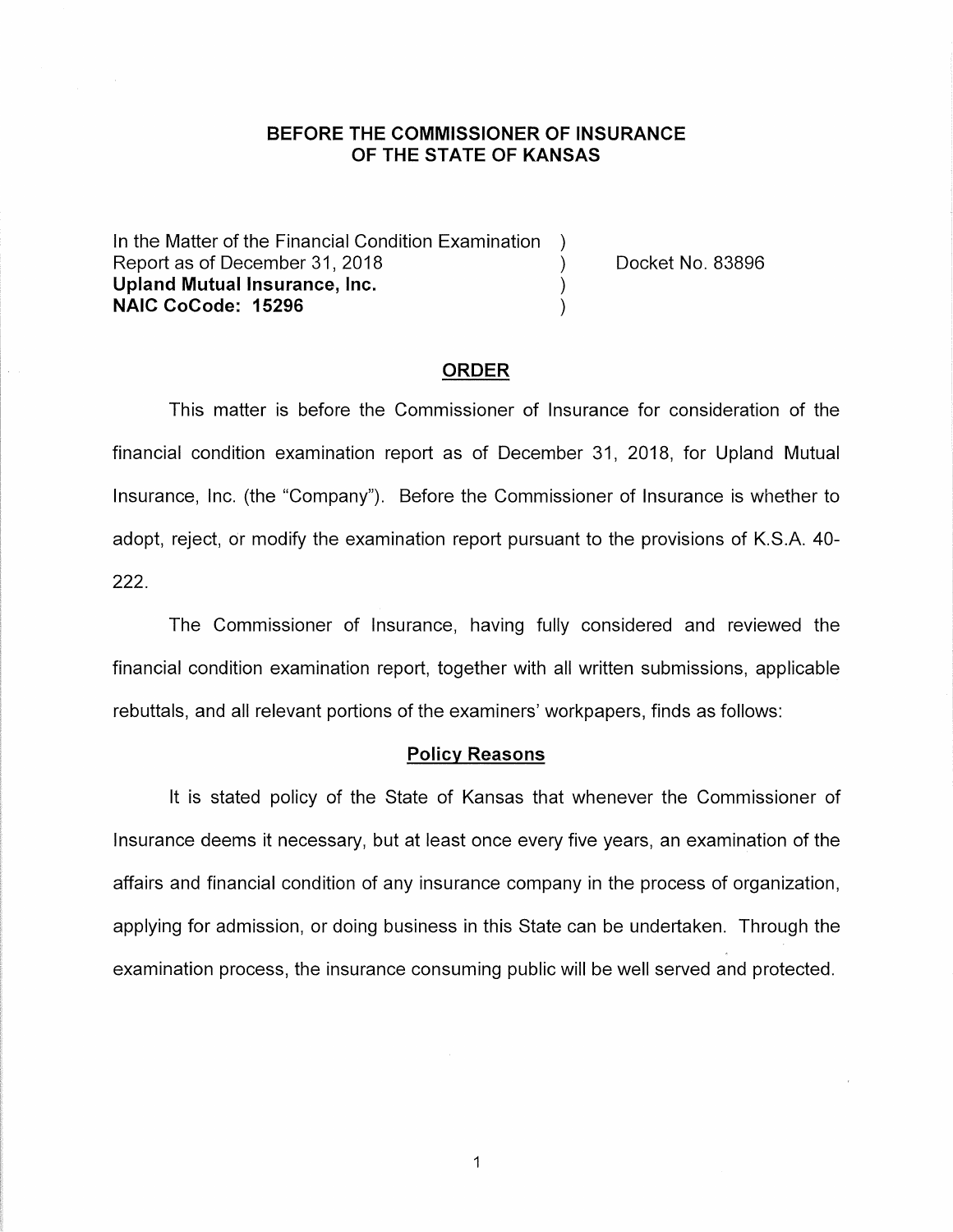**BEFORE THE COMMISSIONER OF INSURANCE**
**OF THE STATE OF KANSAS**

In the Matter of the Financial Condition Examination )
Report as of December 31, 2018 ) Docket No. 83896
**Upland Mutual Insurance, Inc.** )
**NAIC CoCode: 15296** )

## ORDER

This matter is before the Commissioner of Insurance for consideration of the financial condition examination report as of December 31, 2018, for Upland Mutual Insurance, Inc. (the "Company"). Before the Commissioner of Insurance is whether to adopt, reject, or modify the examination report pursuant to the provisions of K.S.A. 40-222.

The Commissioner of Insurance, having fully considered and reviewed the financial condition examination report, together with all written submissions, applicable rebuttals, and all relevant portions of the examiners' workpapers, finds as follows:

### Policy Reasons

It is stated policy of the State of Kansas that whenever the Commissioner of Insurance deems it necessary, but at least once every five years, an examination of the affairs and financial condition of any insurance company in the process of organization, applying for admission, or doing business in this State can be undertaken. Through the examination process, the insurance consuming public will be well served and protected.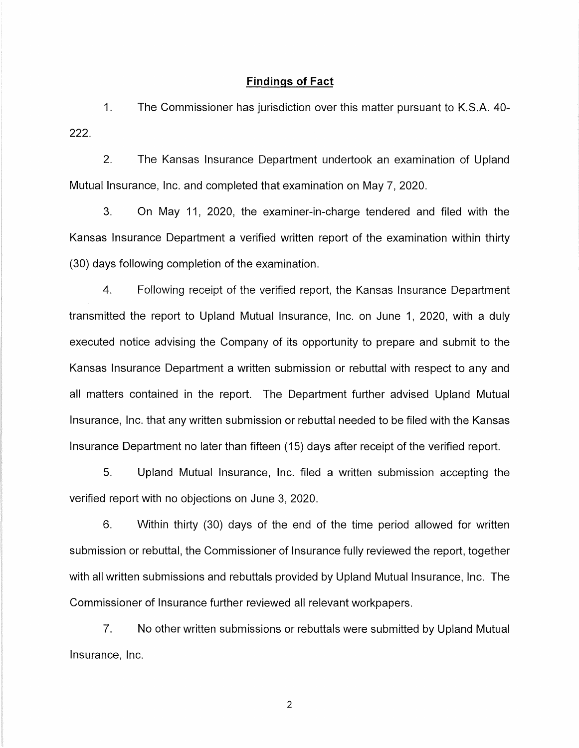## **Findings of Fact**

1. The Commissioner has jurisdiction over this matter pursuant to K.S.A. 40-222.

2. The Kansas Insurance Department undertook an examination of Upland Mutual Insurance, Inc. and completed that examination on May 7, 2020.

3. On May 11, 2020, the examiner-in-charge tendered and filed with the Kansas Insurance Department a verified written report of the examination within thirty (30) days following completion of the examination.

4. Following receipt of the verified report, the Kansas Insurance Department transmitted the report to Upland Mutual Insurance, Inc. on June 1, 2020, with a duly executed notice advising the Company of its opportunity to prepare and submit to the Kansas Insurance Department a written submission or rebuttal with respect to any and all matters contained in the report. The Department further advised Upland Mutual Insurance, Inc. that any written submission or rebuttal needed to be filed with the Kansas Insurance Department no later than fifteen (15) days after receipt of the verified report.

5. Upland Mutual Insurance, Inc. filed a written submission accepting the verified report with no objections on June 3, 2020.

6. Within thirty (30) days of the end of the time period allowed for written submission or rebuttal, the Commissioner of Insurance fully reviewed the report, together with all written submissions and rebuttals provided by Upland Mutual Insurance, Inc. The Commissioner of Insurance further reviewed all relevant workpapers.

7. No other written submissions or rebuttals were submitted by Upland Mutual Insurance, Inc.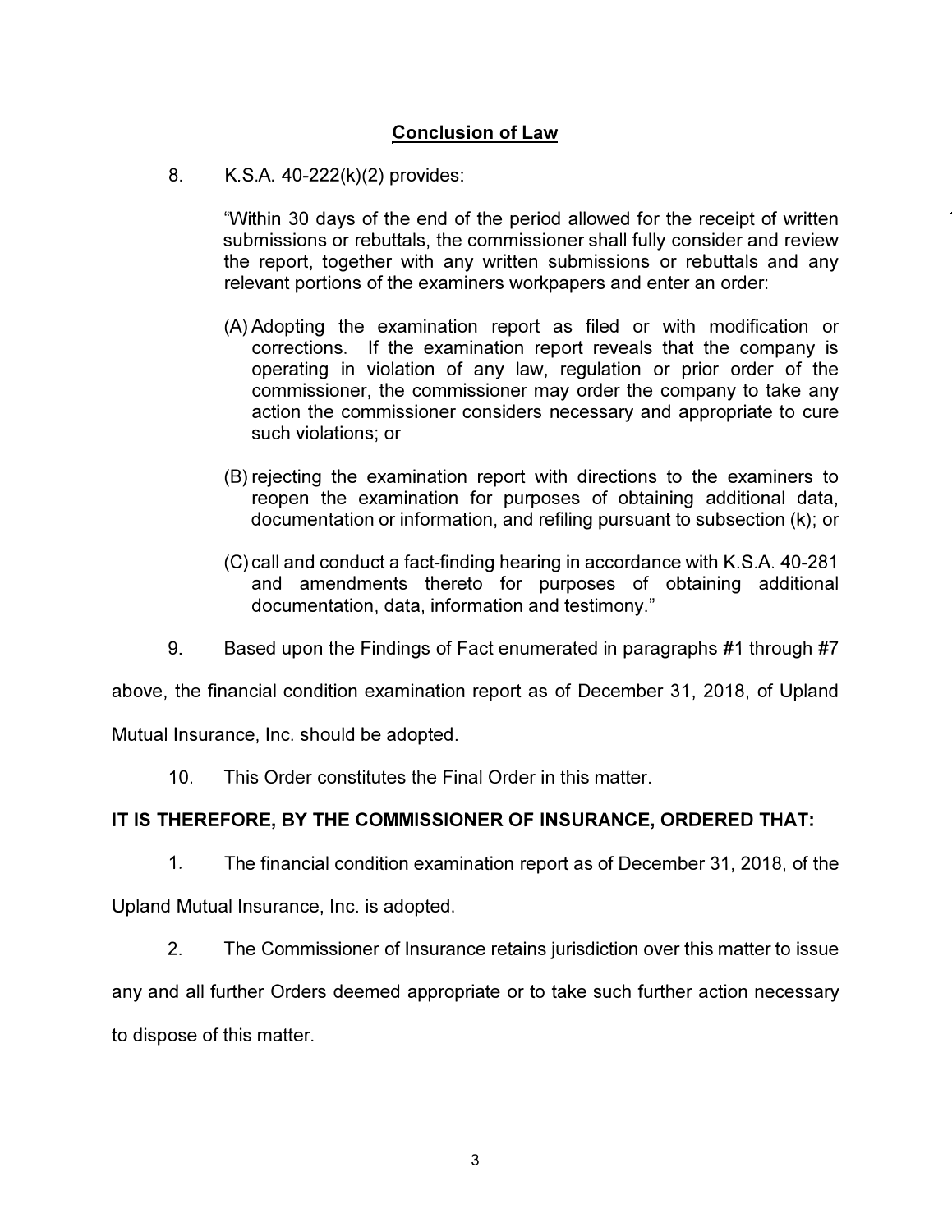## Conclusion of Law

8. K.S.A. 40-222(k)(2) provides:

> "Within 30 days of the end of the period allowed for the receipt of written submissions or rebuttals, the commissioner shall fully consider and review the report, together with any written submissions or rebuttals and any relevant portions of the examiners workpapers and enter an order:
>
> (A) Adopting the examination report as filed or with modification or corrections. If the examination report reveals that the company is operating in violation of any law, regulation or prior order of the commissioner, the commissioner may order the company to take any action the commissioner considers necessary and appropriate to cure such violations; or
>
> (B) rejecting the examination report with directions to the examiners to reopen the examination for purposes of obtaining additional data, documentation or information, and refiling pursuant to subsection (k); or
>
> (C) call and conduct a fact-finding hearing in accordance with K.S.A. 40-281 and amendments thereto for purposes of obtaining additional documentation, data, information and testimony."

9. Based upon the Findings of Fact enumerated in paragraphs #1 through #7 above, the financial condition examination report as of December 31, 2018, of Upland Mutual Insurance, Inc. should be adopted.

10. This Order constitutes the Final Order in this matter.

**IT IS THEREFORE, BY THE COMMISSIONER OF INSURANCE, ORDERED THAT:**

1. The financial condition examination report as of December 31, 2018, of the Upland Mutual Insurance, Inc. is adopted.

2. The Commissioner of Insurance retains jurisdiction over this matter to issue any and all further Orders deemed appropriate or to take such further action necessary to dispose of this matter.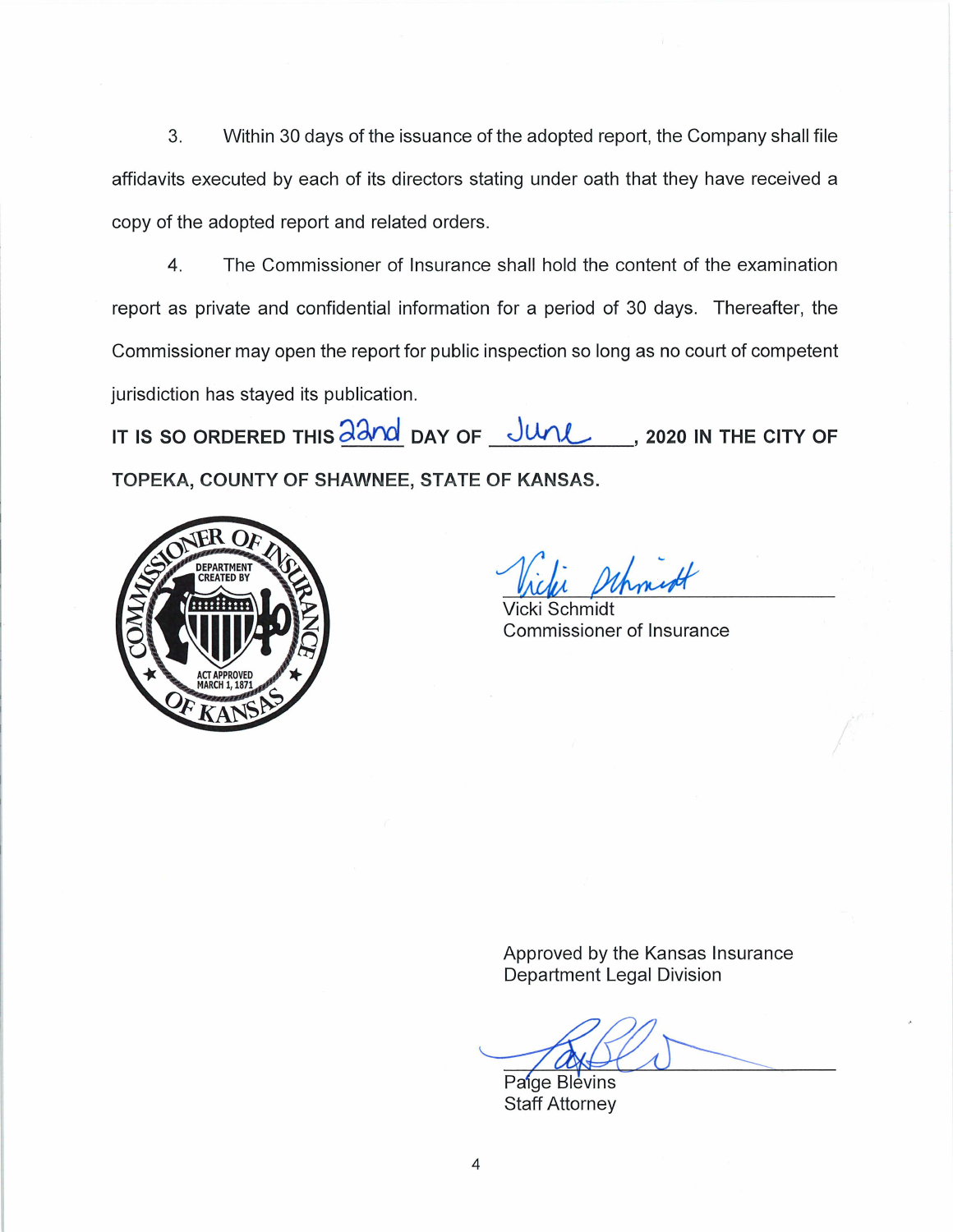3. Within 30 days of the issuance of the adopted report, the Company shall file affidavits executed by each of its directors stating under oath that they have received a copy of the adopted report and related orders.

4. The Commissioner of Insurance shall hold the content of the examination report as private and confidential information for a period of 30 days. Thereafter, the Commissioner may open the report for public inspection so long as no court of competent jurisdiction has stayed its publication.

**IT IS SO ORDERED THIS** 22nd **DAY OF** June**, 2020 IN THE CITY OF TOPEKA, COUNTY OF SHAWNEE, STATE OF KANSAS.**

COMMISSIONER OF INSURANCE OF KANSAS — DEPARTMENT CREATED BY ACT APPROVED MARCH 1, 1871

Vicki Schmidt
Commissioner of Insurance

Approved by the Kansas Insurance Department Legal Division

Paige Blevins
Staff Attorney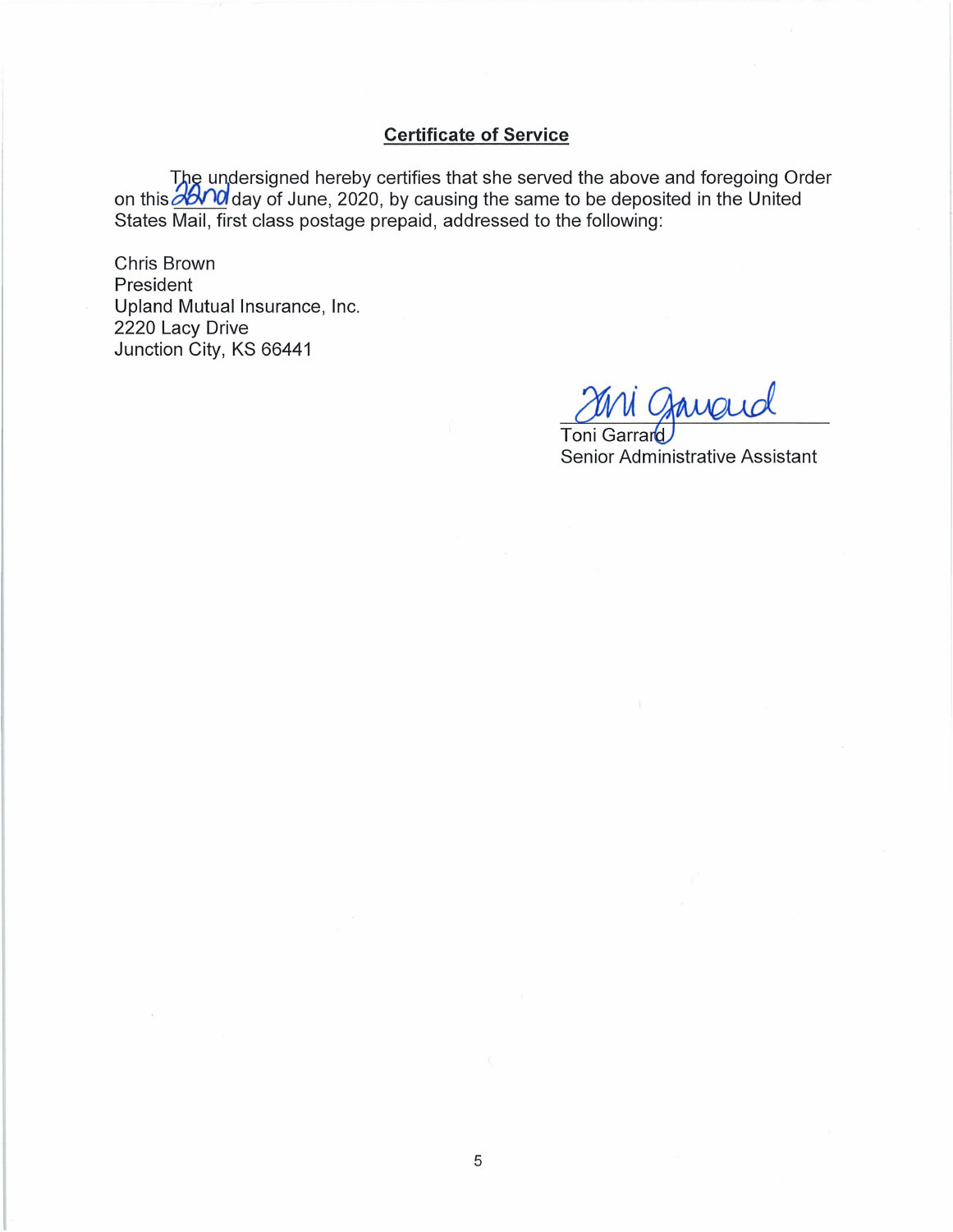## Certificate of Service

The undersigned hereby certifies that she served the above and foregoing Order on this 22nd day of June, 2020, by causing the same to be deposited in the United States Mail, first class postage prepaid, addressed to the following:

Chris Brown
President
Upland Mutual Insurance, Inc.
2220 Lacy Drive
Junction City, KS 66441

Toni Garrard
Toni Garrard
Senior Administrative Assistant